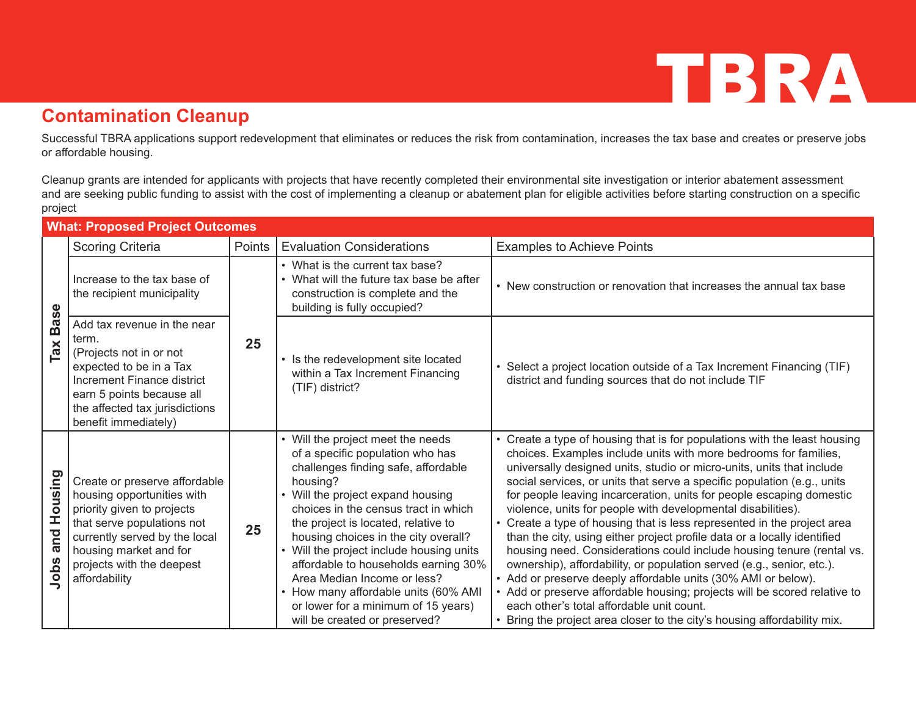# TBRA

## Contamination Cleanup

Successful TBRA applications support redevelopment that eliminates or reduces the risk from contamination, increases the tax base and creates or preserve jobs or affordable housing.

Cleanup grants are intended for applicants with projects that have recently completed their environmental site investigation or interior abatement assessment and are seeking public funding to assist with the cost of implementing a cleanup or abatement plan for eligible activities before starting construction on a specific project

| What: Proposed Project Outcomes | | | | |
|---|---|---|---|---|
| | Scoring Criteria | Points | Evaluation Considerations | Examples to Achieve Points |
| Tax Base | Increase to the tax base of the recipient municipality | 25 | • What is the current tax base?<br>• What will the future tax base be after construction is complete and the building is fully occupied? | • New construction or renovation that increases the annual tax base |
| | Add tax revenue in the near term.<br>(Projects not in or not expected to be in a Tax Increment Finance district earn 5 points because all the affected tax jurisdictions benefit immediately) | | • Is the redevelopment site located within a Tax Increment Financing (TIF) district? | • Select a project location outside of a Tax Increment Financing (TIF) district and funding sources that do not include TIF |
| Jobs and Housing | Create or preserve affordable housing opportunities with priority given to projects that serve populations not currently served by the local housing market and for projects with the deepest affordability | 25 | • Will the project meet the needs of a specific population who has challenges finding safe, affordable housing?<br>• Will the project expand housing choices in the census tract in which the project is located, relative to housing choices in the city overall?<br>• Will the project include housing units affordable to households earning 30% Area Median Income or less?<br>• How many affordable units (60% AMI or lower for a minimum of 15 years) will be created or preserved? | • Create a type of housing that is for populations with the least housing choices. Examples include units with more bedrooms for families, universally designed units, studio or micro-units, units that include social services, or units that serve a specific population (e.g., units for people leaving incarceration, units for people escaping domestic violence, units for people with developmental disabilities).<br>• Create a type of housing that is less represented in the project area than the city, using either project profile data or a locally identified housing need. Considerations could include housing tenure (rental vs. ownership), affordability, or population served (e.g., senior, etc.).<br>• Add or preserve deeply affordable units (30% AMI or below).<br>• Add or preserve affordable housing; projects will be scored relative to each other's total affordable unit count.<br>• Bring the project area closer to the city's housing affordability mix. |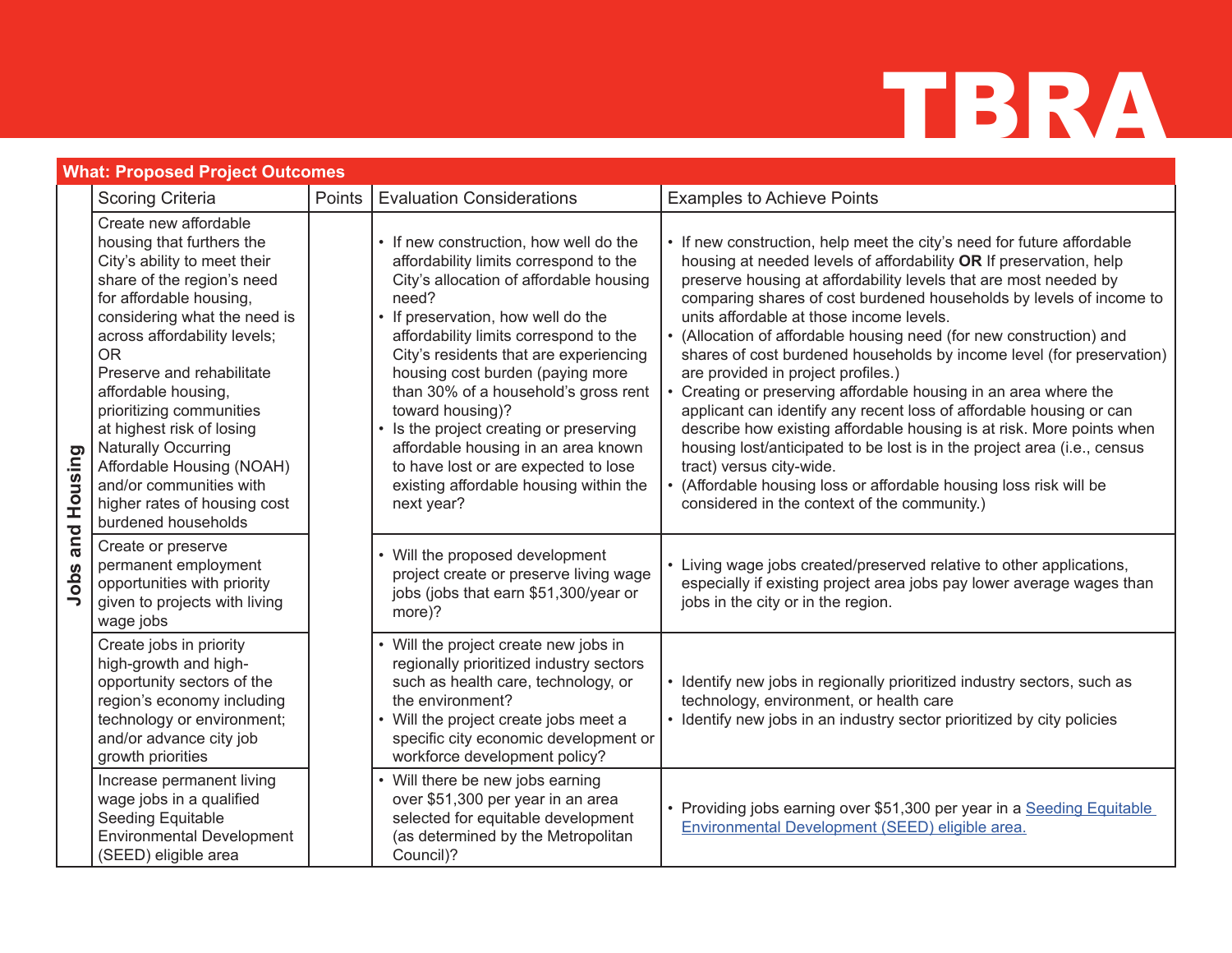# TBRA

**What: Proposed Project Outcomes**

| | Scoring Criteria | Points | Evaluation Considerations | Examples to Achieve Points |
|---|---|---|---|---|
| **Jobs and Housing** | Create new affordable housing that furthers the City's ability to meet their share of the region's need for affordable housing, considering what the need is across affordability levels; OR Preserve and rehabilitate affordable housing, prioritizing communities at highest risk of losing Naturally Occurring Affordable Housing (NOAH) and/or communities with higher rates of housing cost burdened households | | • If new construction, how well do the affordability limits correspond to the City's allocation of affordable housing need? • If preservation, how well do the affordability limits correspond to the City's residents that are experiencing housing cost burden (paying more than 30% of a household's gross rent toward housing)? • Is the project creating or preserving affordable housing in an area known to have lost or are expected to lose existing affordable housing within the next year? | • If new construction, help meet the city's need for future affordable housing at needed levels of affordability **OR** If preservation, help preserve housing at affordability levels that are most needed by comparing shares of cost burdened households by levels of income to units affordable at those income levels. • (Allocation of affordable housing need (for new construction) and shares of cost burdened households by income level (for preservation) are provided in project profiles.) • Creating or preserving affordable housing in an area where the applicant can identify any recent loss of affordable housing or can describe how existing affordable housing is at risk. More points when housing lost/anticipated to be lost is in the project area (i.e., census tract) versus city-wide. • (Affordable housing loss or affordable housing loss risk will be considered in the context of the community.) |
| | Create or preserve permanent employment opportunities with priority given to projects with living wage jobs | | • Will the proposed development project create or preserve living wage jobs (jobs that earn $51,300/year or more)? | • Living wage jobs created/preserved relative to other applications, especially if existing project area jobs pay lower average wages than jobs in the city or in the region. |
| | Create jobs in priority high-growth and high-opportunity sectors of the region's economy including technology or environment; and/or advance city job growth priorities | | • Will the project create new jobs in regionally prioritized industry sectors such as health care, technology, or the environment? • Will the project create jobs meet a specific city economic development or workforce development policy? | • Identify new jobs in regionally prioritized industry sectors, such as technology, environment, or health care • Identify new jobs in an industry sector prioritized by city policies |
| | Increase permanent living wage jobs in a qualified Seeding Equitable Environmental Development (SEED) eligible area | | • Will there be new jobs earning over $51,300 per year in an area selected for equitable development (as determined by the Metropolitan Council)? | • Providing jobs earning over $51,300 per year in a Seeding Equitable Environmental Development (SEED) eligible area. |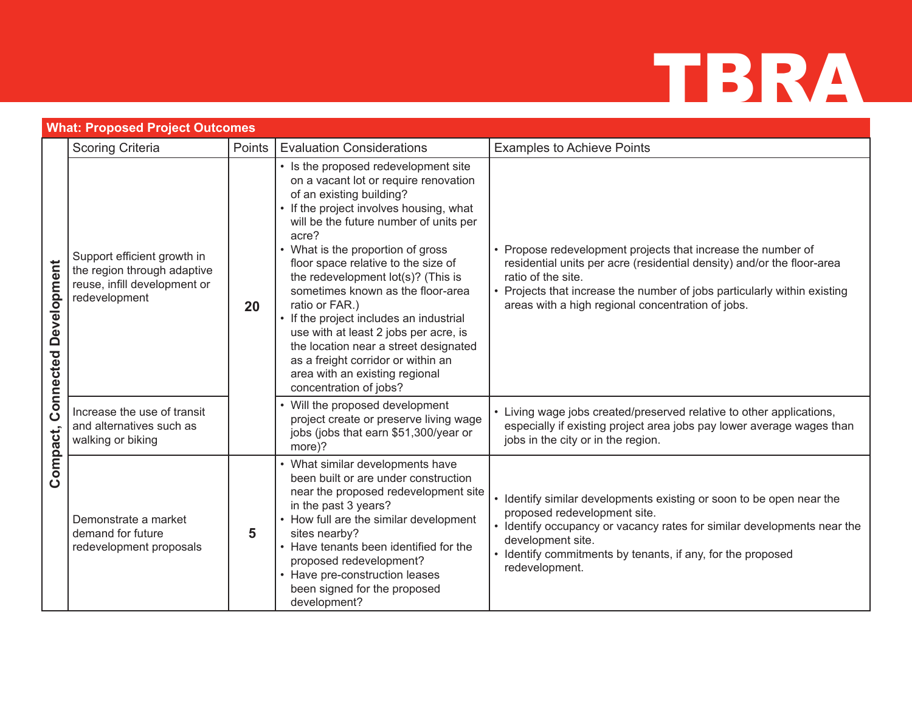TBRA

| What: Proposed Project Outcomes | | | | |
|---|---|---|---|---|
| | Scoring Criteria | Points | Evaluation Considerations | Examples to Achieve Points |
| Compact, Connected Development | Support efficient growth in the region through adaptive reuse, infill development or redevelopment | 20 | • Is the proposed redevelopment site on a vacant lot or require renovation of an existing building?<br>• If the project involves housing, what will be the future number of units per acre?<br>• What is the proportion of gross floor space relative to the size of the redevelopment lot(s)? (This is sometimes known as the floor-area ratio or FAR.)<br>• If the project includes an industrial use with at least 2 jobs per acre, is the location near a street designated as a freight corridor or within an area with an existing regional concentration of jobs? | • Propose redevelopment projects that increase the number of residential units per acre (residential density) and/or the floor-area ratio of the site.<br>• Projects that increase the number of jobs particularly within existing areas with a high regional concentration of jobs. |
| | Increase the use of transit and alternatives such as walking or biking | | • Will the proposed development project create or preserve living wage jobs (jobs that earn $51,300/year or more)? | • Living wage jobs created/preserved relative to other applications, especially if existing project area jobs pay lower average wages than jobs in the city or in the region. |
| | Demonstrate a market demand for future redevelopment proposals | 5 | • What similar developments have been built or are under construction near the proposed redevelopment site in the past 3 years?<br>• How full are the similar development sites nearby?<br>• Have tenants been identified for the proposed redevelopment?<br>• Have pre-construction leases been signed for the proposed development? | • Identify similar developments existing or soon to be open near the proposed redevelopment site.<br>• Identify occupancy or vacancy rates for similar developments near the development site.<br>• Identify commitments by tenants, if any, for the proposed redevelopment. |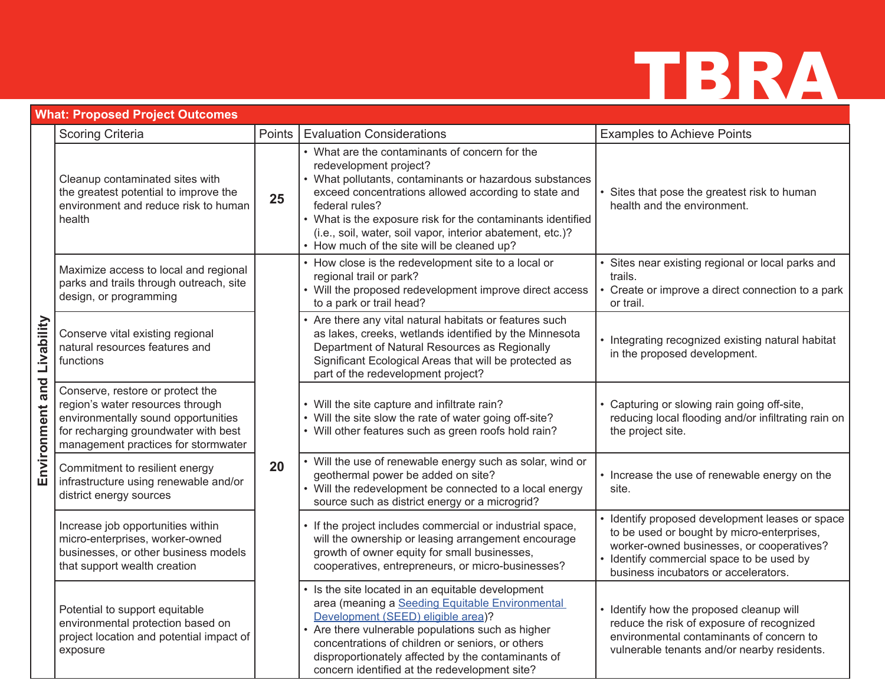# TBRA

| What: Proposed Project Outcomes | | | | |
|---|---|---|---|---|
| | Scoring Criteria | Points | Evaluation Considerations | Examples to Achieve Points |
| Environment and Livability | Cleanup contaminated sites with the greatest potential to improve the environment and reduce risk to human health | 25 | • What are the contaminants of concern for the redevelopment project?<br>• What pollutants, contaminants or hazardous substances exceed concentrations allowed according to state and federal rules?<br>• What is the exposure risk for the contaminants identified (i.e., soil, water, soil vapor, interior abatement, etc.)?<br>• How much of the site will be cleaned up? | • Sites that pose the greatest risk to human health and the environment. |
| Environment and Livability | Maximize access to local and regional parks and trails through outreach, site design, or programming | 20 | • How close is the redevelopment site to a local or regional trail or park?<br>• Will the proposed redevelopment improve direct access to a park or trail head? | • Sites near existing regional or local parks and trails.<br>• Create or improve a direct connection to a park or trail. |
| Environment and Livability | Conserve vital existing regional natural resources features and functions | 20 | • Are there any vital natural habitats or features such as lakes, creeks, wetlands identified by the Minnesota Department of Natural Resources as Regionally Significant Ecological Areas that will be protected as part of the redevelopment project? | • Integrating recognized existing natural habitat in the proposed development. |
| Environment and Livability | Conserve, restore or protect the region's water resources through environmentally sound opportunities for recharging groundwater with best management practices for stormwater | 20 | • Will the site capture and infiltrate rain?<br>• Will the site slow the rate of water going off-site?<br>• Will other features such as green roofs hold rain? | • Capturing or slowing rain going off-site, reducing local flooding and/or infiltrating rain on the project site. |
| Environment and Livability | Commitment to resilient energy infrastructure using renewable and/or district energy sources | 20 | • Will the use of renewable energy such as solar, wind or geothermal power be added on site?<br>• Will the redevelopment be connected to a local energy source such as district energy or a microgrid? | • Increase the use of renewable energy on the site. |
| Environment and Livability | Increase job opportunities within micro-enterprises, worker-owned businesses, or other business models that support wealth creation | 20 | • If the project includes commercial or industrial space, will the ownership or leasing arrangement encourage growth of owner equity for small businesses, cooperatives, entrepreneurs, or micro-businesses? | • Identify proposed development leases or space to be used or bought by micro-enterprises, worker-owned businesses, or cooperatives?<br>• Identify commercial space to be used by business incubators or accelerators. |
| Environment and Livability | Potential to support equitable environmental protection based on project location and potential impact of exposure | 20 | • Is the site located in an equitable development area (meaning a Seeding Equitable Environmental Development (SEED) eligible area)?<br>• Are there vulnerable populations such as higher concentrations of children or seniors, or others disproportionately affected by the contaminants of concern identified at the redevelopment site? | • Identify how the proposed cleanup will reduce the risk of exposure of recognized environmental contaminants of concern to vulnerable tenants and/or nearby residents. |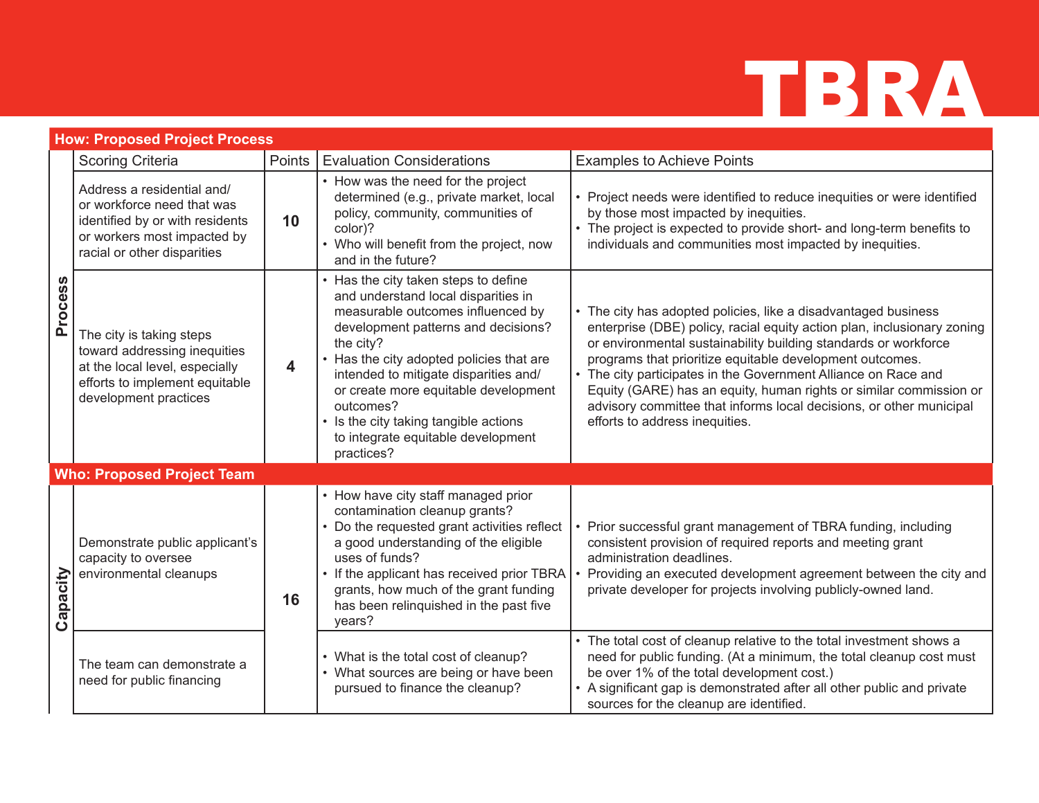# TBRA

## How: Proposed Project Process

| | Scoring Criteria | Points | Evaluation Considerations | Examples to Achieve Points |
|---|---|---|---|---|
| Process | Address a residential and/ or workforce need that was identified by or with residents or workers most impacted by racial or other disparities | **10** | • How was the need for the project determined (e.g., private market, local policy, community, communities of color)?<br>• Who will benefit from the project, now and in the future? | • Project needs were identified to reduce inequities or were identified by those most impacted by inequities.<br>• The project is expected to provide short- and long-term benefits to individuals and communities most impacted by inequities. |
| Process | The city is taking steps toward addressing inequities at the local level, especially efforts to implement equitable development practices | **4** | • Has the city taken steps to define and understand local disparities in measurable outcomes influenced by development patterns and decisions? the city?<br>• Has the city adopted policies that are intended to mitigate disparities and/ or create more equitable development outcomes?<br>• Is the city taking tangible actions to integrate equitable development practices? | • The city has adopted policies, like a disadvantaged business enterprise (DBE) policy, racial equity action plan, inclusionary zoning or environmental sustainability building standards or workforce programs that prioritize equitable development outcomes.<br>• The city participates in the Government Alliance on Race and Equity (GARE) has an equity, human rights or similar commission or advisory committee that informs local decisions, or other municipal efforts to address inequities. |

## Who: Proposed Project Team

| | Scoring Criteria | Points | Evaluation Considerations | Examples to Achieve Points |
|---|---|---|---|---|
| Capacity | Demonstrate public applicant's capacity to oversee environmental cleanups | **16** | • How have city staff managed prior contamination cleanup grants?<br>• Do the requested grant activities reflect a good understanding of the eligible uses of funds?<br>• If the applicant has received prior TBRA grants, how much of the grant funding has been relinquished in the past five years? | • Prior successful grant management of TBRA funding, including consistent provision of required reports and meeting grant administration deadlines.<br>• Providing an executed development agreement between the city and private developer for projects involving publicly-owned land. |
| Capacity | The team can demonstrate a need for public financing | | • What is the total cost of cleanup?<br>• What sources are being or have been pursued to finance the cleanup? | • The total cost of cleanup relative to the total investment shows a need for public funding. (At a minimum, the total cleanup cost must be over 1% of the total development cost.)<br>• A significant gap is demonstrated after all other public and private sources for the cleanup are identified. |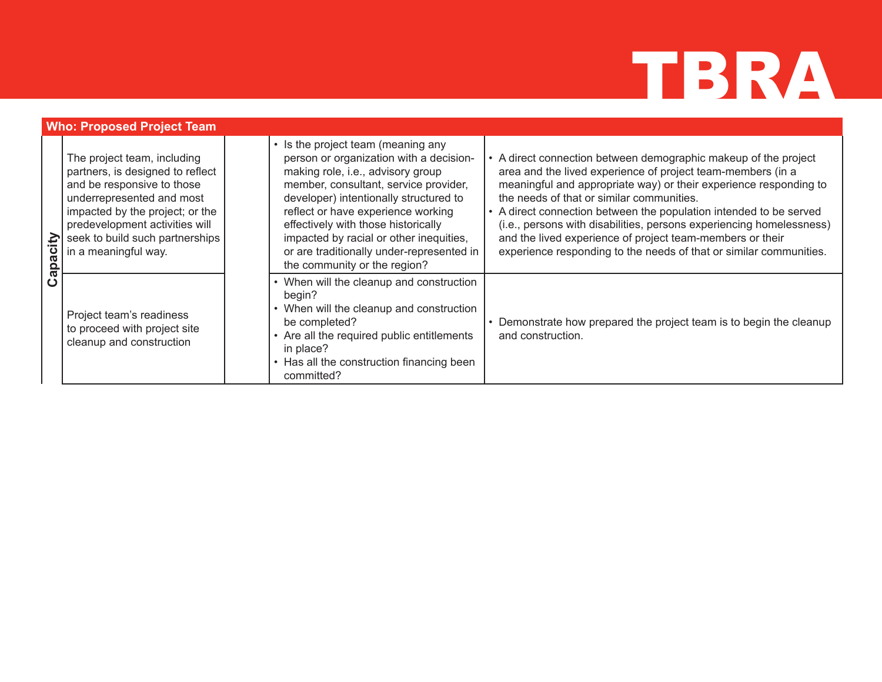# TBRA

| Who: Proposed Project Team | | | | |
|---|---|---|---|---|
| Capacity | The project team, including partners, is designed to reflect and be responsive to those underrepresented and most impacted by the project; or the predevelopment activities will seek to build such partnerships in a meaningful way. | | • Is the project team (meaning any person or organization with a decision-making role, i.e., advisory group member, consultant, service provider, developer) intentionally structured to reflect or have experience working effectively with those historically impacted by racial or other inequities, or are traditionally under-represented in the community or the region? | • A direct connection between demographic makeup of the project area and the lived experience of project team-members (in a meaningful and appropriate way) or their experience responding to the needs of that or similar communities.<br>• A direct connection between the population intended to be served (i.e., persons with disabilities, persons experiencing homelessness) and the lived experience of project team-members or their experience responding to the needs of that or similar communities. |
| | Project team's readiness to proceed with project site cleanup and construction | | • When will the cleanup and construction begin?<br>• When will the cleanup and construction be completed?<br>• Are all the required public entitlements in place?<br>• Has all the construction financing been committed? | • Demonstrate how prepared the project team is to begin the cleanup and construction. |